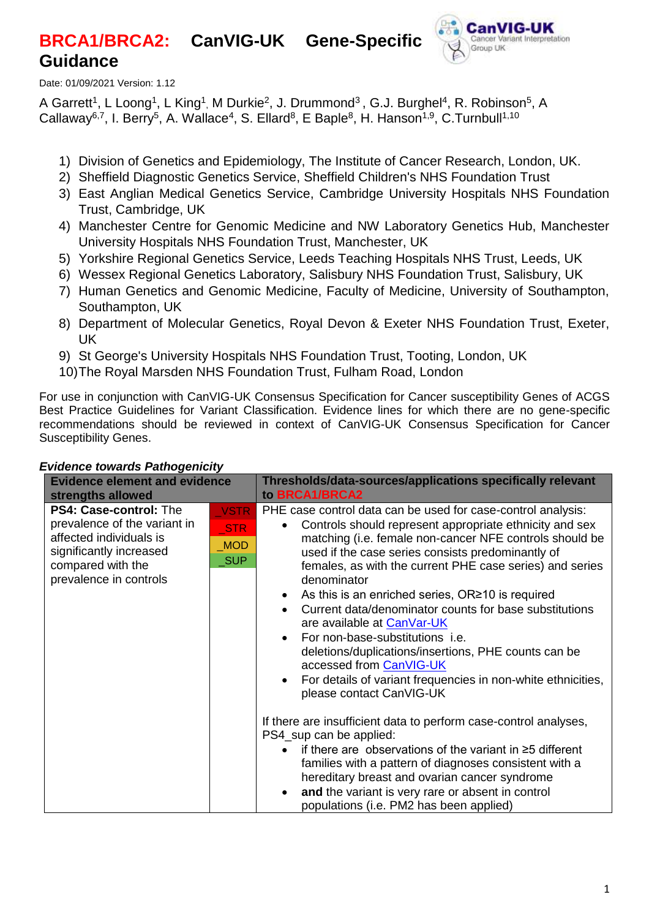# BRCA1/BRCA2: CanVIG-UK Gene-Specific Guidance

Date: 01/09/2021 Version: 1.12

A Garrett[1], L Loong[1], L King[1], M Durkie[2], J. Drummond[3], G.J. Burghel[4], R. Robinson[5], A Callaway[6,7], I. Berry[5], A. Wallace[4], S. Ellard[8], E Baple[8], H. Hanson[1,9], C.Turnbull[1,10]

1) Division of Genetics and Epidemiology, The Institute of Cancer Research, London, UK.
2) Sheffield Diagnostic Genetics Service, Sheffield Children's NHS Foundation Trust
3) East Anglian Medical Genetics Service, Cambridge University Hospitals NHS Foundation Trust, Cambridge, UK
4) Manchester Centre for Genomic Medicine and NW Laboratory Genetics Hub, Manchester University Hospitals NHS Foundation Trust, Manchester, UK
5) Yorkshire Regional Genetics Service, Leeds Teaching Hospitals NHS Trust, Leeds, UK
6) Wessex Regional Genetics Laboratory, Salisbury NHS Foundation Trust, Salisbury, UK
7) Human Genetics and Genomic Medicine, Faculty of Medicine, University of Southampton, Southampton, UK
8) Department of Molecular Genetics, Royal Devon & Exeter NHS Foundation Trust, Exeter, UK
9) St George's University Hospitals NHS Foundation Trust, Tooting, London, UK
10) The Royal Marsden NHS Foundation Trust, Fulham Road, London

For use in conjunction with CanVIG-UK Consensus Specification for Cancer susceptibility Genes of ACGS Best Practice Guidelines for Variant Classification. Evidence lines for which there are no gene-specific recommendations should be reviewed in context of CanVIG-UK Consensus Specification for Cancer Susceptibility Genes.

***Evidence towards Pathogenicity***

| Evidence element and evidence strengths allowed | | Thresholds/data-sources/applications specifically relevant to BRCA1/BRCA2 |
|---|---|---|
| **PS4: Case-control:** The prevalence of the variant in affected individuals is significantly increased compared with the prevalence in controls | _VSTR<br>_STR<br>_MOD<br>_SUP | PHE case control data can be used for case-control analysis:<br>• Controls should represent appropriate ethnicity and sex matching (i.e. female non-cancer NFE controls should be used if the case series consists predominantly of females, as with the current PHE case series) and series denominator<br>• As this is an enriched series, OR≥10 is required<br>• Current data/denominator counts for base substitutions are available at CanVar-UK<br>• For non-base-substitutions i.e. deletions/duplications/insertions, PHE counts can be accessed from CanVIG-UK<br>• For details of variant frequencies in non-white ethnicities, please contact CanVIG-UK<br><br>If there are insufficient data to perform case-control analyses, PS4_sup can be applied:<br>• if there are observations of the variant in ≥5 different families with a pattern of diagnoses consistent with a hereditary breast and ovarian cancer syndrome<br>• **and** the variant is very rare or absent in control populations (i.e. PM2 has been applied) |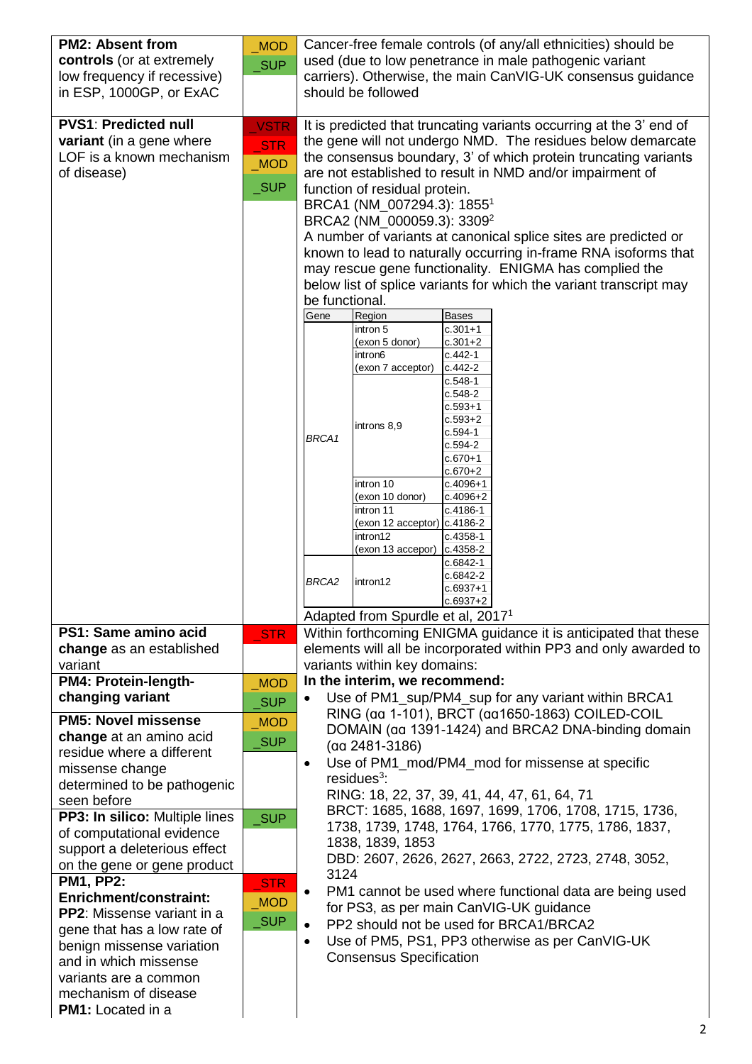| | | |
|---|---|---|
| **PM2: Absent from controls** (or at extremely low frequency if recessive) in ESP, 1000GP, or ExAC | _MOD<br>_SUP | Cancer-free female controls (of any/all ethnicities) should be used (due to low penetrance in male pathogenic variant carriers). Otherwise, the main CanVIG-UK consensus guidance should be followed |
| **PVS1**: **Predicted null variant** (in a gene where LOF is a known mechanism of disease) | _VSTR<br>_STR<br>_MOD<br>_SUP | It is predicted that truncating variants occurring at the 3' end of the gene will not undergo NMD. The residues below demarcate the consensus boundary, 3' of which protein truncating variants are not established to result in NMD and/or impairment of function of residual protein.<br>BRCA1 (NM_007294.3): 1855[1]<br>BRCA2 (NM_000059.3): 3309[2]<br>A number of variants at canonical splice sites are predicted or known to lead to naturally occurring in-frame RNA isoforms that may rescue gene functionality. ENIGMA has complied the below list of splice variants for which the variant transcript may be functional.<br>(see table below)<br>Adapted from Spurdle et al, 2017[1] |
| **PS1: Same amino acid change** as an established variant | _STR | Within forthcoming ENIGMA guidance it is anticipated that these elements will all be incorporated within PP3 and only awarded to variants within key domains:<br>**In the interim, we recommend:**<br>• Use of PM1_sup/PM4_sup for any variant within BRCA1 RING (αα 1-101), BRCT (αα1650-1863) COILED-COIL DOMAIN (αα 1391-1424) and BRCA2 DNA-binding domain (αα 2481-3186)<br>• Use of PM1_mod/PM4_mod for missense at specific residues[3]:<br>RING: 18, 22, 37, 39, 41, 44, 47, 61, 64, 71<br>BRCT: 1685, 1688, 1697, 1699, 1706, 1708, 1715, 1736, 1738, 1739, 1748, 1764, 1766, 1770, 1775, 1786, 1837, 1838, 1839, 1853<br>DBD: 2607, 2626, 2627, 2663, 2722, 2723, 2748, 3052, 3124<br>• PM1 cannot be used where functional data are being used for PS3, as per main CanVIG-UK guidance<br>• PP2 should not be used for BRCA1/BRCA2<br>• Use of PM5, PS1, PP3 otherwise as per CanVIG-UK Consensus Specification |
| **PM4: Protein-length-changing variant** | _MOD<br>_SUP | |
| **PM5: Novel missense change** at an amino acid residue where a different missense change determined to be pathogenic seen before | _MOD<br>_SUP | |
| **PP3: In silico:** Multiple lines of computational evidence support a deleterious effect on the gene or gene product | _SUP | |
| **PM1, PP2: Enrichment/constraint:**<br>**PP2**: Missense variant in a gene that has a low rate of benign missense variation and in which missense variants are a common mechanism of disease<br>**PM1:** Located in a | _STR<br>_MOD<br>_SUP | |

| Gene | Region | Bases |
|---|---|---|
| *BRCA1* | intron 5<br>(exon 5 donor) | c.301+1<br>c.301+2 |
| | intron6<br>(exon 7 acceptor) | c.442-1<br>c.442-2 |
| | introns 8,9 | c.548-1<br>c.548-2<br>c.593+1<br>c.593+2<br>c.594-1<br>c.594-2<br>c.670+1<br>c.670+2 |
| | intron 10<br>(exon 10 donor) | c.4096+1<br>c.4096+2 |
| | intron 11<br>(exon 12 acceptor) | c.4186-1<br>c.4186-2 |
| | intron12<br>(exon 13 accepor) | c.4358-1<br>c.4358-2 |
| *BRCA2* | intron12 | c.6842-1<br>c.6842-2<br>c.6937+1<br>c.6937+2 |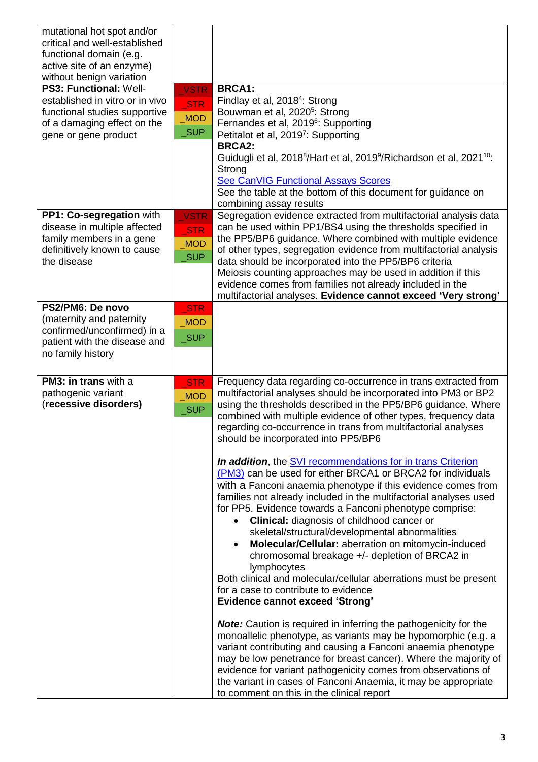| | | |
|---|---|---|
| mutational hot spot and/or critical and well-established functional domain (e.g. active site of an enzyme) without benign variation | | |
| **PS3: Functional:** Well-established in vitro or in vivo functional studies supportive of a damaging effect on the gene or gene product | _VSTR<br>_STR<br>_MOD<br>_SUP | **BRCA1:**<br>Findlay et al, 2018[4]: Strong<br>Bouwman et al, 2020[5]: Strong<br>Fernandes et al, 2019[6]: Supporting<br>Petitalot et al, 2019[7]: Supporting<br>**BRCA2:**<br>Guidugli et al, 2018[8]/Hart et al, 2019[9]/Richardson et al, 2021[10]: Strong<br>[See CanVIG Functional Assays Scores]()<br>See the table at the bottom of this document for guidance on combining assay results |
| **PP1: Co-segregation** with disease in multiple affected family members in a gene definitively known to cause the disease | _VSTR<br>_STR<br>_MOD<br>_SUP | Segregation evidence extracted from multifactorial analysis data can be used within PP1/BS4 using the thresholds specified in the PP5/BP6 guidance. Where combined with multiple evidence of other types, segregation evidence from multifactorial analysis data should be incorporated into the PP5/BP6 criteria<br>Meiosis counting approaches may be used in addition if this evidence comes from families not already included in the multifactorial analyses. **Evidence cannot exceed 'Very strong'** |
| **PS2/PM6: De novo** (maternity and paternity confirmed/unconfirmed) in a patient with the disease and no family history | _STR<br>_MOD<br>_SUP | |
| **PM3: in trans** with a pathogenic variant (**recessive disorders)** | _STR<br>_MOD<br>_SUP | Frequency data regarding co-occurrence in trans extracted from multifactorial analyses should be incorporated into PM3 or BP2 using the thresholds described in the PP5/BP6 guidance. Where combined with multiple evidence of other types, frequency data regarding co-occurrence in trans from multifactorial analyses should be incorporated into PP5/BP6<br><br>***In addition***, the [SVI recommendations for in trans Criterion (PM3)]() can be used for either BRCA1 or BRCA2 for individuals with a Fanconi anaemia phenotype if this evidence comes from families not already included in the multifactorial analyses used for PP5. Evidence towards a Fanconi phenotype comprise:<br>• **Clinical:** diagnosis of childhood cancer or skeletal/structural/developmental abnormalities<br>• **Molecular/Cellular:** aberration on mitomycin-induced chromosomal breakage +/- depletion of BRCA2 in lymphocytes<br>Both clinical and molecular/cellular aberrations must be present for a case to contribute to evidence<br>**Evidence cannot exceed 'Strong'**<br><br>***Note:*** Caution is required in inferring the pathogenicity for the monoallelic phenotype, as variants may be hypomorphic (e.g. a variant contributing and causing a Fanconi anaemia phenotype may be low penetrance for breast cancer). Where the majority of evidence for variant pathogenicity comes from observations of the variant in cases of Fanconi Anaemia, it may be appropriate to comment on this in the clinical report |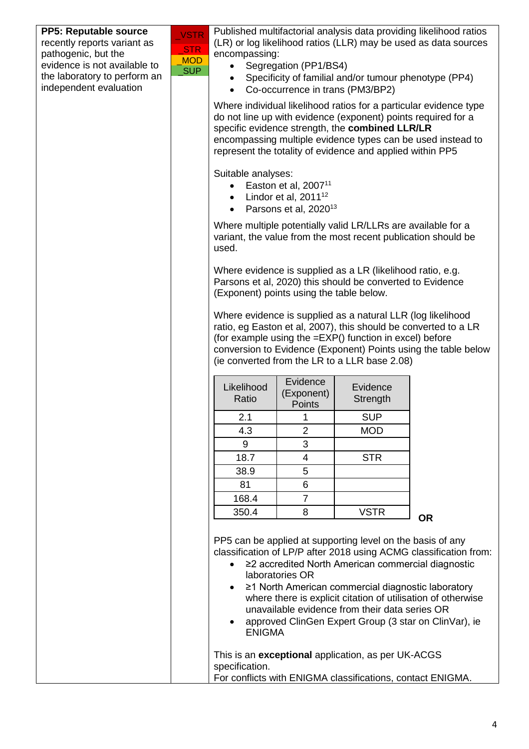| | | |
|---|---|---|
| **PP5: Reputable source** recently reports variant as pathogenic, but the evidence is not available to the laboratory to perform an independent evaluation | _VSTR<br>_STR<br>_MOD<br>_SUP | Published multifactorial analysis data providing likelihood ratios (LR) or log likelihood ratios (LLR) may be used as data sources encompassing:<br>• Segregation (PP1/BS4)<br>• Specificity of familial and/or tumour phenotype (PP4)<br>• Co-occurrence in trans (PM3/BP2)<br><br>Where individual likelihood ratios for a particular evidence type do not line up with evidence (exponent) points required for a specific evidence strength, the **combined LLR/LR** encompassing multiple evidence types can be used instead to represent the totality of evidence and applied within PP5<br><br>Suitable analyses:<br>• Easton et al, 2007[11]<br>• Lindor et al, 2011[12]<br>• Parsons et al, 2020[13]<br><br>Where multiple potentially valid LR/LLRs are available for a variant, the value from the most recent publication should be used.<br><br>Where evidence is supplied as a LR (likelihood ratio, e.g. Parsons et al, 2020) this should be converted to Evidence (Exponent) points using the table below.<br><br>Where evidence is supplied as a natural LLR (log likelihood ratio, eg Easton et al, 2007), this should be converted to a LR (for example using the =EXP() function in excel) before conversion to Evidence (Exponent) Points using the table below (ie converted from the LR to a LLR base 2.08)<br><br>(see table below)<br><br>**OR**<br><br>PP5 can be applied at supporting level on the basis of any classification of LP/P after 2018 using ACMG classification from:<br>• ≥2 accredited North American commercial diagnostic laboratories OR<br>• ≥1 North American commercial diagnostic laboratory where there is explicit citation of utilisation of otherwise unavailable evidence from their data series OR<br>• approved ClinGen Expert Group (3 star on ClinVar), ie ENIGMA<br><br>This is an **exceptional** application, as per UK-ACGS specification.<br>For conflicts with ENIGMA classifications, contact ENIGMA. |

| Likelihood Ratio | Evidence (Exponent) Points | Evidence Strength |
|---|---|---|
| 2.1 | 1 | SUP |
| 4.3 | 2 | MOD |
| 9 | 3 | |
| 18.7 | 4 | STR |
| 38.9 | 5 | |
| 81 | 6 | |
| 168.4 | 7 | |
| 350.4 | 8 | VSTR |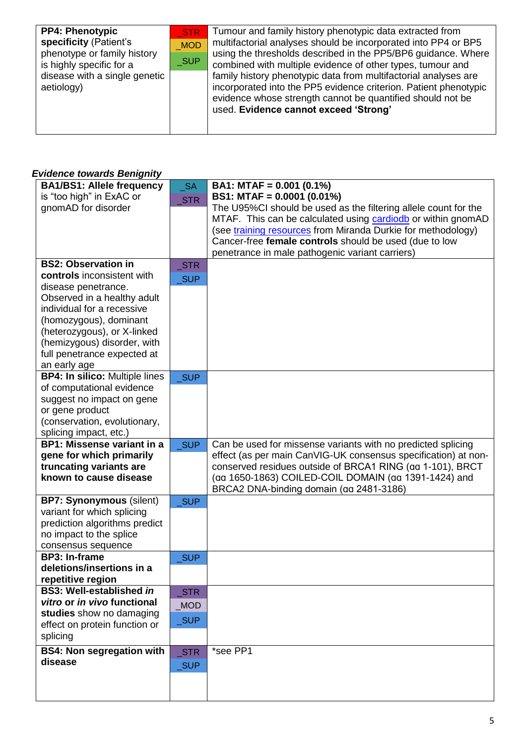| | | |
|---|---|---|
| **PP4: Phenotypic specificity** (Patient's phenotype or family history is highly specific for a disease with a single genetic aetiology) | _STR<br>_MOD<br>_SUP | Tumour and family history phenotypic data extracted from multifactorial analyses should be incorporated into PP4 or BP5 using the thresholds described in the PP5/BP6 guidance. Where combined with multiple evidence of other types, tumour and family history phenotypic data from multifactorial analyses are incorporated into the PP5 evidence criterion. Patient phenotypic evidence whose strength cannot be quantified should not be used. **Evidence cannot exceed 'Strong'** |

***Evidence towards Benignity***

| | | |
|---|---|---|
| **BA1/BS1: Allele frequency** is "too high" in ExAC or gnomAD for disorder | _SA<br>_STR | **BA1: MTAF = 0.001 (0.1%)**<br>**BS1: MTAF = 0.0001 (0.01%)**<br>The U95%CI should be used as the filtering allele count for the MTAF. This can be calculated using cardiodb or within gnomAD (see training resources from Miranda Durkie for methodology) Cancer-free **female controls** should be used (due to low penetrance in male pathogenic variant carriers) |
| **BS2: Observation in controls** inconsistent with disease penetrance. Observed in a healthy adult individual for a recessive (homozygous), dominant (heterozygous), or X-linked (hemizygous) disorder, with full penetrance expected at an early age | _STR<br>_SUP | |
| **BP4: In silico:** Multiple lines of computational evidence suggest no impact on gene or gene product (conservation, evolutionary, splicing impact, etc.) | _SUP | |
| **BP1: Missense variant in a gene for which primarily truncating variants are known to cause disease** | _SUP | Can be used for missense variants with no predicted splicing effect (as per main CanVIG-UK consensus specification) at non-conserved residues outside of BRCA1 RING (αα 1-101), BRCT (αα 1650-1863) COILED-COIL DOMAIN (αα 1391-1424) and BRCA2 DNA-binding domain (αα 2481-3186) |
| **BP7: Synonymous** (silent) variant for which splicing prediction algorithms predict no impact to the splice consensus sequence | _SUP | |
| **BP3: In-frame deletions/insertions in a repetitive region** | _SUP | |
| **BS3: Well-established *in vitro* or *in vivo* functional studies** show no damaging effect on protein function or splicing | _STR<br>_MOD<br>_SUP | |
| **BS4: Non segregation with disease** | _STR<br>_SUP | *see PP1 |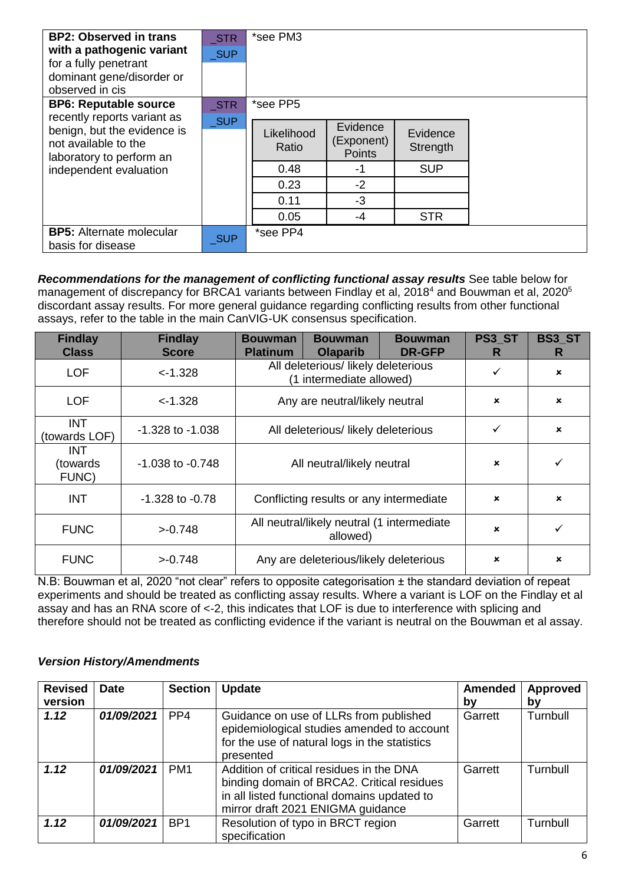| | | |
|---|---|---|
| **BP2: Observed in trans with a pathogenic variant** for a fully penetrant dominant gene/disorder or observed in cis | _STR<br>_SUP | *see PM3 |
| **BP6: Reputable source** recently reports variant as benign, but the evidence is not available to the laboratory to perform an independent evaluation | _STR<br>_SUP | *see PP5<br><br>Likelihood Ratio / Evidence (Exponent) Points / Evidence Strength:<br>0.48 / -1 / SUP<br>0.23 / -2 /<br>0.11 / -3 /<br>0.05 / -4 / STR |
| **BP5:** Alternate molecular basis for disease | _SUP | *see PP4 |

| Likelihood Ratio | Evidence (Exponent) Points | Evidence Strength |
|---|---|---|
| 0.48 | -1 | SUP |
| 0.23 | -2 | |
| 0.11 | -3 | |
| 0.05 | -4 | STR |

***Recommendations for the management of conflicting functional assay results*** See table below for management of discrepancy for BRCA1 variants between Findlay et al, 2018[4] and Bouwman et al, 2020[5] discordant assay results. For more general guidance regarding conflicting results from other functional assays, refer to the table in the main CanVIG-UK consensus specification.

| Findlay Class | Findlay Score | Bouwman Platinum | Bouwman Olaparib | Bouwman DR-GFP | PS3_STR | BS3_STR |
|---|---|---|---|---|---|---|
| LOF | <-1.328 | All deleterious/ likely deleterious (1 intermediate allowed) | | | ✓ | × |
| LOF | <-1.328 | Any are neutral/likely neutral | | | × | × |
| INT (towards LOF) | -1.328 to -1.038 | All deleterious/ likely deleterious | | | ✓ | × |
| INT (towards FUNC) | -1.038 to -0.748 | All neutral/likely neutral | | | × | ✓ |
| INT | -1.328 to -0.78 | Conflicting results or any intermediate | | | × | × |
| FUNC | >-0.748 | All neutral/likely neutral (1 intermediate allowed) | | | × | ✓ |
| FUNC | >-0.748 | Any are deleterious/likely deleterious | | | × | × |

N.B: Bouwman et al, 2020 "not clear" refers to opposite categorisation ± the standard deviation of repeat experiments and should be treated as conflicting assay results. Where a variant is LOF on the Findlay et al assay and has an RNA score of <-2, this indicates that LOF is due to interference with splicing and therefore should not be treated as conflicting evidence if the variant is neutral on the Bouwman et al assay.

### *Version History/Amendments*

| Revised version | Date | Section | Update | Amended by | Approved by |
|---|---|---|---|---|---|
| ***1.12*** | ***01/09/2021*** | PP4 | Guidance on use of LLRs from published epidemiological studies amended to account for the use of natural logs in the statistics presented | Garrett | Turnbull |
| ***1.12*** | ***01/09/2021*** | PM1 | Addition of critical residues in the DNA binding domain of BRCA2. Critical residues in all listed functional domains updated to mirror draft 2021 ENIGMA guidance | Garrett | Turnbull |
| ***1.12*** | ***01/09/2021*** | BP1 | Resolution of typo in BRCT region specification | Garrett | Turnbull |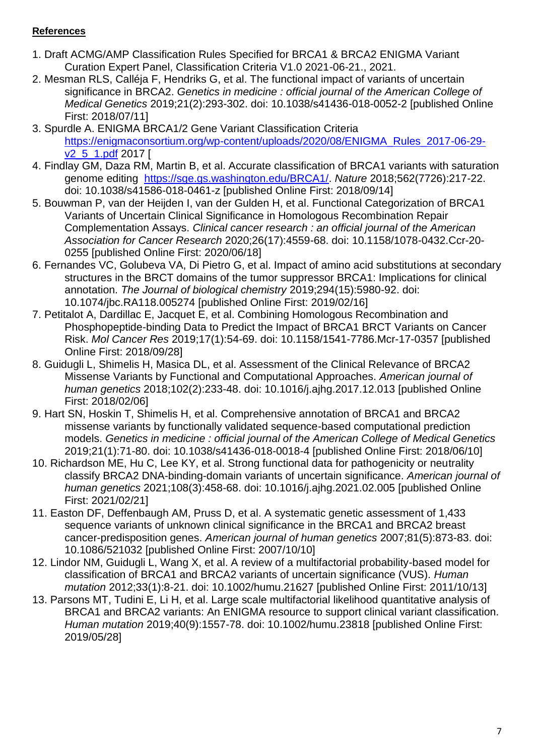**References**

1. Draft ACMG/AMP Classification Rules Specified for BRCA1 & BRCA2 ENIGMA Variant Curation Expert Panel, Classification Criteria V1.0 2021-06-21., 2021.
2. Mesman RLS, Calléja F, Hendriks G, et al. The functional impact of variants of uncertain significance in BRCA2. *Genetics in medicine : official journal of the American College of Medical Genetics* 2019;21(2):293-302. doi: 10.1038/s41436-018-0052-2 [published Online First: 2018/07/11]
3. Spurdle A. ENIGMA BRCA1/2 Gene Variant Classification Criteria https://enigmaconsortium.org/wp-content/uploads/2020/08/ENIGMA_Rules_2017-06-29-v2_5_1.pdf 2017 [
4. Findlay GM, Daza RM, Martin B, et al. Accurate classification of BRCA1 variants with saturation genome editing https://sge.gs.washington.edu/BRCA1/. *Nature* 2018;562(7726):217-22. doi: 10.1038/s41586-018-0461-z [published Online First: 2018/09/14]
5. Bouwman P, van der Heijden I, van der Gulden H, et al. Functional Categorization of BRCA1 Variants of Uncertain Clinical Significance in Homologous Recombination Repair Complementation Assays. *Clinical cancer research : an official journal of the American Association for Cancer Research* 2020;26(17):4559-68. doi: 10.1158/1078-0432.Ccr-20-0255 [published Online First: 2020/06/18]
6. Fernandes VC, Golubeva VA, Di Pietro G, et al. Impact of amino acid substitutions at secondary structures in the BRCT domains of the tumor suppressor BRCA1: Implications for clinical annotation. *The Journal of biological chemistry* 2019;294(15):5980-92. doi: 10.1074/jbc.RA118.005274 [published Online First: 2019/02/16]
7. Petitalot A, Dardillac E, Jacquet E, et al. Combining Homologous Recombination and Phosphopeptide-binding Data to Predict the Impact of BRCA1 BRCT Variants on Cancer Risk. *Mol Cancer Res* 2019;17(1):54-69. doi: 10.1158/1541-7786.Mcr-17-0357 [published Online First: 2018/09/28]
8. Guidugli L, Shimelis H, Masica DL, et al. Assessment of the Clinical Relevance of BRCA2 Missense Variants by Functional and Computational Approaches. *American journal of human genetics* 2018;102(2):233-48. doi: 10.1016/j.ajhg.2017.12.013 [published Online First: 2018/02/06]
9. Hart SN, Hoskin T, Shimelis H, et al. Comprehensive annotation of BRCA1 and BRCA2 missense variants by functionally validated sequence-based computational prediction models. *Genetics in medicine : official journal of the American College of Medical Genetics* 2019;21(1):71-80. doi: 10.1038/s41436-018-0018-4 [published Online First: 2018/06/10]
10. Richardson ME, Hu C, Lee KY, et al. Strong functional data for pathogenicity or neutrality classify BRCA2 DNA-binding-domain variants of uncertain significance. *American journal of human genetics* 2021;108(3):458-68. doi: 10.1016/j.ajhg.2021.02.005 [published Online First: 2021/02/21]
11. Easton DF, Deffenbaugh AM, Pruss D, et al. A systematic genetic assessment of 1,433 sequence variants of unknown clinical significance in the BRCA1 and BRCA2 breast cancer-predisposition genes. *American journal of human genetics* 2007;81(5):873-83. doi: 10.1086/521032 [published Online First: 2007/10/10]
12. Lindor NM, Guidugli L, Wang X, et al. A review of a multifactorial probability-based model for classification of BRCA1 and BRCA2 variants of uncertain significance (VUS). *Human mutation* 2012;33(1):8-21. doi: 10.1002/humu.21627 [published Online First: 2011/10/13]
13. Parsons MT, Tudini E, Li H, et al. Large scale multifactorial likelihood quantitative analysis of BRCA1 and BRCA2 variants: An ENIGMA resource to support clinical variant classification. *Human mutation* 2019;40(9):1557-78. doi: 10.1002/humu.23818 [published Online First: 2019/05/28]